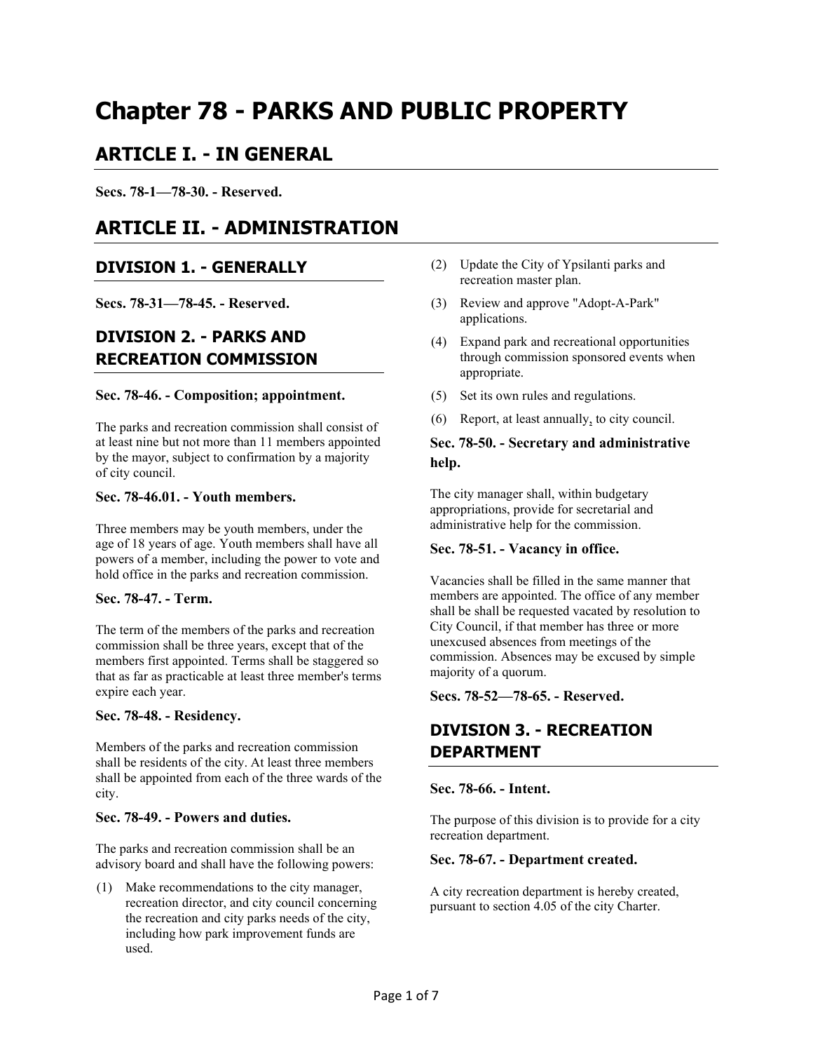# Chapter 78 - PARKS AND PUBLIC PROPERTY

## ARTICLE I. - IN GENERAL

**Secs. 78-1—78-30. - Reserved.**

## ARTICLE II. - ADMINISTRATION

### DIVISION 1. - GENERALLY

**Secs. 78-31—78-45. - Reserved.**

### DIVISION 2. - PARKS AND RECREATION COMMISSION

#### Sec. 78-46. - Composition; appointment.

The parks and recreation commission shall consist of at least nine but not more than 11 members appointed by the mayor, subject to confirmation by a majority of city council.

#### Sec. 78-46.01. - Youth members.

Three members may be youth members, under the age of 18 years of age. Youth members shall have all powers of a member, including the power to vote and hold office in the parks and recreation commission.

#### Sec. 78-47. - Term.

The term of the members of the parks and recreation commission shall be three years, except that of the members first appointed. Terms shall be staggered so that as far as practicable at least three member's terms expire each year.

#### Sec. 78-48. - Residency.

Members of the parks and recreation commission shall be residents of the city. At least three members shall be appointed from each of the three wards of the city.

#### Sec. 78-49. - Powers and duties.

The parks and recreation commission shall be an advisory board and shall have the following powers:

(1) Make recommendations to the city manager, recreation director, and city council concerning the recreation and city parks needs of the city, including how park improvement funds are used.

(2) Update the City of Ypsilanti parks and recreation master plan.

(3) Review and approve "Adopt-A-Park" applications.

(4) Expand park and recreational opportunities through commission sponsored events when appropriate.

(5) Set its own rules and regulations.

(6) Report, at least annually, to city council.

#### Sec. 78-50. - Secretary and administrative help.

The city manager shall, within budgetary appropriations, provide for secretarial and administrative help for the commission.

#### Sec. 78-51. - Vacancy in office.

Vacancies shall be filled in the same manner that members are appointed. The office of any member shall be shall be requested vacated by resolution to City Council, if that member has three or more unexcused absences from meetings of the commission. Absences may be excused by simple majority of a quorum.

**Secs. 78-52—78-65. - Reserved.**

### DIVISION 3. - RECREATION DEPARTMENT

#### Sec. 78-66. - Intent.

The purpose of this division is to provide for a city recreation department.

#### Sec. 78-67. - Department created.

A city recreation department is hereby created, pursuant to section 4.05 of the city Charter.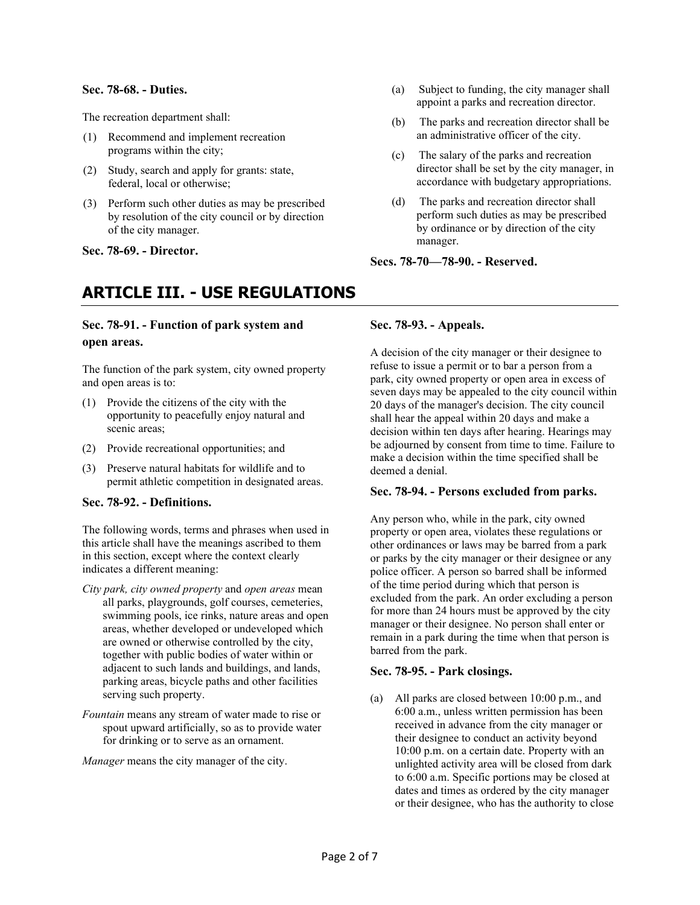**Sec. 78-68. - Duties.**

The recreation department shall:

(1) Recommend and implement recreation programs within the city;

(2) Study, search and apply for grants: state, federal, local or otherwise;

(3) Perform such other duties as may be prescribed by resolution of the city council or by direction of the city manager.

**Sec. 78-69. - Director.**

(a) Subject to funding, the city manager shall appoint a parks and recreation director.

(b) The parks and recreation director shall be an administrative officer of the city.

(c) The salary of the parks and recreation director shall be set by the city manager, in accordance with budgetary appropriations.

(d) The parks and recreation director shall perform such duties as may be prescribed by ordinance or by direction of the city manager.

**Secs. 78-70—78-90. - Reserved.**

## ARTICLE III. - USE REGULATIONS

**Sec. 78-91. - Function of park system and open areas.**

The function of the park system, city owned property and open areas is to:

(1) Provide the citizens of the city with the opportunity to peacefully enjoy natural and scenic areas;

(2) Provide recreational opportunities; and

(3) Preserve natural habitats for wildlife and to permit athletic competition in designated areas.

**Sec. 78-92. - Definitions.**

The following words, terms and phrases when used in this article shall have the meanings ascribed to them in this section, except where the context clearly indicates a different meaning:

*City park, city owned property* and *open areas* mean all parks, playgrounds, golf courses, cemeteries, swimming pools, ice rinks, nature areas and open areas, whether developed or undeveloped which are owned or otherwise controlled by the city, together with public bodies of water within or adjacent to such lands and buildings, and lands, parking areas, bicycle paths and other facilities serving such property.

*Fountain* means any stream of water made to rise or spout upward artificially, so as to provide water for drinking or to serve as an ornament.

*Manager* means the city manager of the city.

**Sec. 78-93. - Appeals.**

A decision of the city manager or their designee to refuse to issue a permit or to bar a person from a park, city owned property or open area in excess of seven days may be appealed to the city council within 20 days of the manager's decision. The city council shall hear the appeal within 20 days and make a decision within ten days after hearing. Hearings may be adjourned by consent from time to time. Failure to make a decision within the time specified shall be deemed a denial.

**Sec. 78-94. - Persons excluded from parks.**

Any person who, while in the park, city owned property or open area, violates these regulations or other ordinances or laws may be barred from a park or parks by the city manager or their designee or any police officer. A person so barred shall be informed of the time period during which that person is excluded from the park. An order excluding a person for more than 24 hours must be approved by the city manager or their designee. No person shall enter or remain in a park during the time when that person is barred from the park.

**Sec. 78-95. - Park closings.**

(a) All parks are closed between 10:00 p.m., and 6:00 a.m., unless written permission has been received in advance from the city manager or their designee to conduct an activity beyond 10:00 p.m. on a certain date. Property with an unlighted activity area will be closed from dark to 6:00 a.m. Specific portions may be closed at dates and times as ordered by the city manager or their designee, who has the authority to close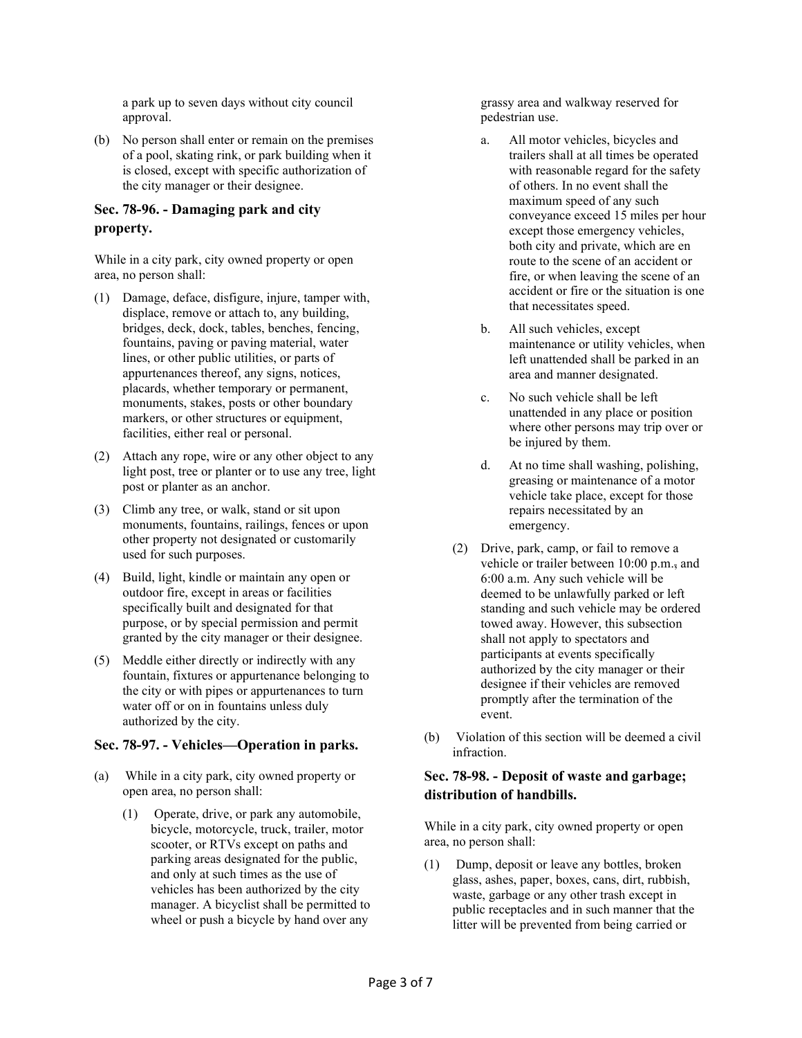a park up to seven days without city council approval.

(b) No person shall enter or remain on the premises of a pool, skating rink, or park building when it is closed, except with specific authorization of the city manager or their designee.

### Sec. 78-96. - Damaging park and city property.

While in a city park, city owned property or open area, no person shall:

(1) Damage, deface, disfigure, injure, tamper with, displace, remove or attach to, any building, bridges, deck, dock, tables, benches, fencing, fountains, paving or paving material, water lines, or other public utilities, or parts of appurtenances thereof, any signs, notices, placards, whether temporary or permanent, monuments, stakes, posts or other boundary markers, or other structures or equipment, facilities, either real or personal.

(2) Attach any rope, wire or any other object to any light post, tree or planter or to use any tree, light post or planter as an anchor.

(3) Climb any tree, or walk, stand or sit upon monuments, fountains, railings, fences or upon other property not designated or customarily used for such purposes.

(4) Build, light, kindle or maintain any open or outdoor fire, except in areas or facilities specifically built and designated for that purpose, or by special permission and permit granted by the city manager or their designee.

(5) Meddle either directly or indirectly with any fountain, fixtures or appurtenance belonging to the city or with pipes or appurtenances to turn water off or on in fountains unless duly authorized by the city.

### Sec. 78-97. - Vehicles—Operation in parks.

(a) While in a city park, city owned property or open area, no person shall:

(1) Operate, drive, or park any automobile, bicycle, motorcycle, truck, trailer, motor scooter, or RTVs except on paths and parking areas designated for the public, and only at such times as the use of vehicles has been authorized by the city manager. A bicyclist shall be permitted to wheel or push a bicycle by hand over any grassy area and walkway reserved for pedestrian use.

a. All motor vehicles, bicycles and trailers shall at all times be operated with reasonable regard for the safety of others. In no event shall the maximum speed of any such conveyance exceed 15 miles per hour except those emergency vehicles, both city and private, which are en route to the scene of an accident or fire, or when leaving the scene of an accident or fire or the situation is one that necessitates speed.

b. All such vehicles, except maintenance or utility vehicles, when left unattended shall be parked in an area and manner designated.

c. No such vehicle shall be left unattended in any place or position where other persons may trip over or be injured by them.

d. At no time shall washing, polishing, greasing or maintenance of a motor vehicle take place, except for those repairs necessitated by an emergency.

(2) Drive, park, camp, or fail to remove a vehicle or trailer between 10:00 p.m.~~,~~ and 6:00 a.m. Any such vehicle will be deemed to be unlawfully parked or left standing and such vehicle may be ordered towed away. However, this subsection shall not apply to spectators and participants at events specifically authorized by the city manager or their designee if their vehicles are removed promptly after the termination of the event.

(b) Violation of this section will be deemed a civil infraction.

### Sec. 78-98. - Deposit of waste and garbage; distribution of handbills.

While in a city park, city owned property or open area, no person shall:

(1) Dump, deposit or leave any bottles, broken glass, ashes, paper, boxes, cans, dirt, rubbish, waste, garbage or any other trash except in public receptacles and in such manner that the litter will be prevented from being carried or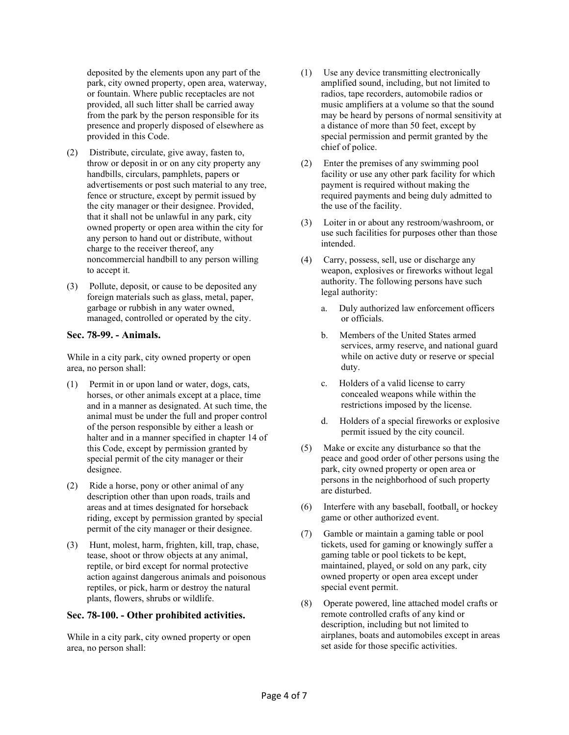deposited by the elements upon any part of the park, city owned property, open area, waterway, or fountain. Where public receptacles are not provided, all such litter shall be carried away from the park by the person responsible for its presence and properly disposed of elsewhere as provided in this Code.

(2) Distribute, circulate, give away, fasten to, throw or deposit in or on any city property any handbills, circulars, pamphlets, papers or advertisements or post such material to any tree, fence or structure, except by permit issued by the city manager or their designee. Provided, that it shall not be unlawful in any park, city owned property or open area within the city for any person to hand out or distribute, without charge to the receiver thereof, any noncommercial handbill to any person willing to accept it.

(3) Pollute, deposit, or cause to be deposited any foreign materials such as glass, metal, paper, garbage or rubbish in any water owned, managed, controlled or operated by the city.

### Sec. 78-99. - Animals.

While in a city park, city owned property or open area, no person shall:

(1) Permit in or upon land or water, dogs, cats, horses, or other animals except at a place, time and in a manner as designated. At such time, the animal must be under the full and proper control of the person responsible by either a leash or halter and in a manner specified in chapter 14 of this Code, except by permission granted by special permit of the city manager or their designee.

(2) Ride a horse, pony or other animal of any description other than upon roads, trails and areas and at times designated for horseback riding, except by permission granted by special permit of the city manager or their designee.

(3) Hunt, molest, harm, frighten, kill, trap, chase, tease, shoot or throw objects at any animal, reptile, or bird except for normal protective action against dangerous animals and poisonous reptiles, or pick, harm or destroy the natural plants, flowers, shrubs or wildlife.

### Sec. 78-100. - Other prohibited activities.

While in a city park, city owned property or open area, no person shall:

(1) Use any device transmitting electronically amplified sound, including, but not limited to radios, tape recorders, automobile radios or music amplifiers at a volume so that the sound may be heard by persons of normal sensitivity at a distance of more than 50 feet, except by special permission and permit granted by the chief of police.

(2) Enter the premises of any swimming pool facility or use any other park facility for which payment is required without making the required payments and being duly admitted to the use of the facility.

(3) Loiter in or about any restroom/washroom, or use such facilities for purposes other than those intended.

(4) Carry, possess, sell, use or discharge any weapon, explosives or fireworks without legal authority. The following persons have such legal authority:

   a. Duly authorized law enforcement officers or officials.

   b. Members of the United States armed services, army reserve, and national guard while on active duty or reserve or special duty.

   c. Holders of a valid license to carry concealed weapons while within the restrictions imposed by the license.

   d. Holders of a special fireworks or explosive permit issued by the city council.

(5) Make or excite any disturbance so that the peace and good order of other persons using the park, city owned property or open area or persons in the neighborhood of such property are disturbed.

(6) Interfere with any baseball, football, or hockey game or other authorized event.

(7) Gamble or maintain a gaming table or pool tickets, used for gaming or knowingly suffer a gaming table or pool tickets to be kept, maintained, played, or sold on any park, city owned property or open area except under special event permit.

(8) Operate powered, line attached model crafts or remote controlled crafts of any kind or description, including but not limited to airplanes, boats and automobiles except in areas set aside for those specific activities.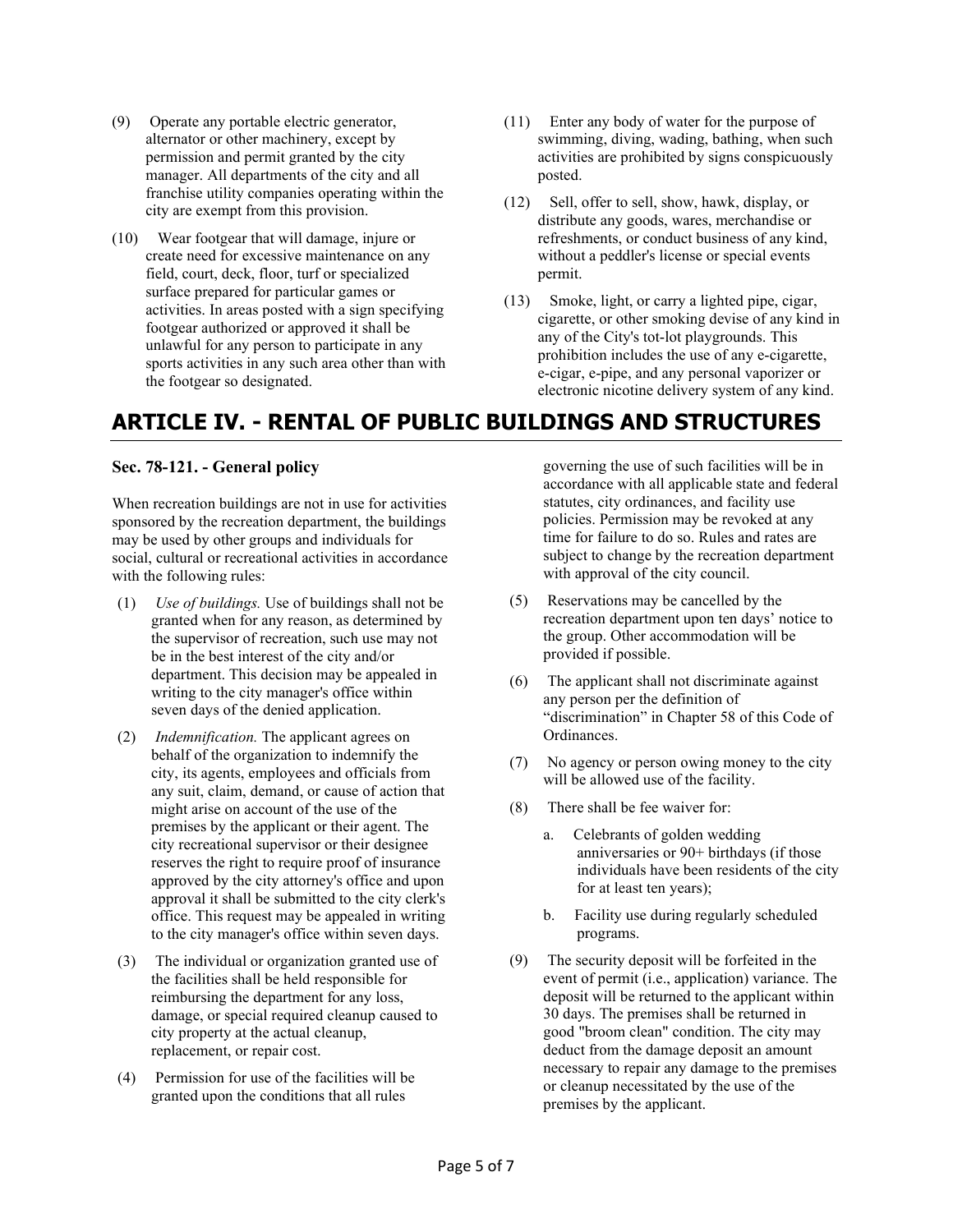(9) Operate any portable electric generator, alternator or other machinery, except by permission and permit granted by the city manager. All departments of the city and all franchise utility companies operating within the city are exempt from this provision.

(10) Wear footgear that will damage, injure or create need for excessive maintenance on any field, court, deck, floor, turf or specialized surface prepared for particular games or activities. In areas posted with a sign specifying footgear authorized or approved it shall be unlawful for any person to participate in any sports activities in any such area other than with the footgear so designated.

(11) Enter any body of water for the purpose of swimming, diving, wading, bathing, when such activities are prohibited by signs conspicuously posted.

(12) Sell, offer to sell, show, hawk, display, or distribute any goods, wares, merchandise or refreshments, or conduct business of any kind, without a peddler's license or special events permit.

(13) Smoke, light, or carry a lighted pipe, cigar, cigarette, or other smoking devise of any kind in any of the City's tot-lot playgrounds. This prohibition includes the use of any e-cigarette, e-cigar, e-pipe, and any personal vaporizer or electronic nicotine delivery system of any kind.

# ARTICLE IV. - RENTAL OF PUBLIC BUILDINGS AND STRUCTURES

### Sec. 78-121. - General policy

When recreation buildings are not in use for activities sponsored by the recreation department, the buildings may be used by other groups and individuals for social, cultural or recreational activities in accordance with the following rules:

(1) *Use of buildings.* Use of buildings shall not be granted when for any reason, as determined by the supervisor of recreation, such use may not be in the best interest of the city and/or department. This decision may be appealed in writing to the city manager's office within seven days of the denied application.

(2) *Indemnification.* The applicant agrees on behalf of the organization to indemnify the city, its agents, employees and officials from any suit, claim, demand, or cause of action that might arise on account of the use of the premises by the applicant or their agent. The city recreational supervisor or their designee reserves the right to require proof of insurance approved by the city attorney's office and upon approval it shall be submitted to the city clerk's office. This request may be appealed in writing to the city manager's office within seven days.

(3) The individual or organization granted use of the facilities shall be held responsible for reimbursing the department for any loss, damage, or special required cleanup caused to city property at the actual cleanup, replacement, or repair cost.

(4) Permission for use of the facilities will be granted upon the conditions that all rules governing the use of such facilities will be in accordance with all applicable state and federal statutes, city ordinances, and facility use policies. Permission may be revoked at any time for failure to do so. Rules and rates are subject to change by the recreation department with approval of the city council.

(5) Reservations may be cancelled by the recreation department upon ten days' notice to the group. Other accommodation will be provided if possible.

(6) The applicant shall not discriminate against any person per the definition of "discrimination" in Chapter 58 of this Code of Ordinances.

(7) No agency or person owing money to the city will be allowed use of the facility.

(8) There shall be fee waiver for:

  a. Celebrants of golden wedding anniversaries or 90+ birthdays (if those individuals have been residents of the city for at least ten years);

  b. Facility use during regularly scheduled programs.

(9) The security deposit will be forfeited in the event of permit (i.e., application) variance. The deposit will be returned to the applicant within 30 days. The premises shall be returned in good "broom clean" condition. The city may deduct from the damage deposit an amount necessary to repair any damage to the premises or cleanup necessitated by the use of the premises by the applicant.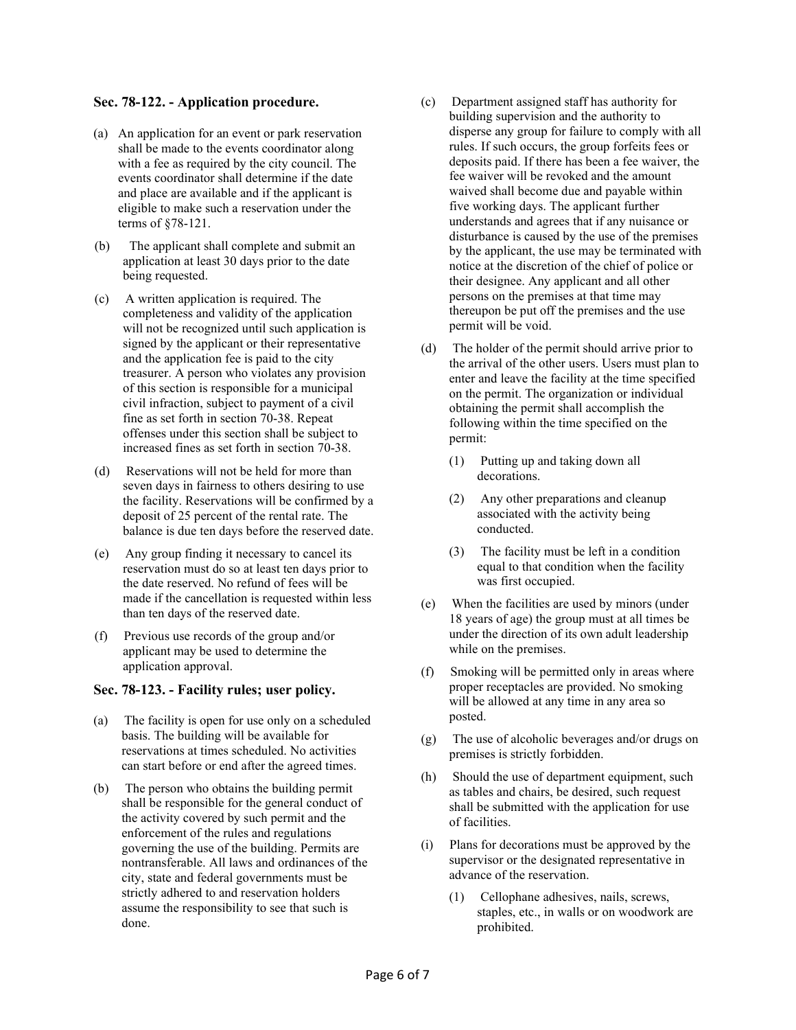### Sec. 78-122. - Application procedure.

(a) An application for an event or park reservation shall be made to the events coordinator along with a fee as required by the city council. The events coordinator shall determine if the date and place are available and if the applicant is eligible to make such a reservation under the terms of §78-121.

(b) The applicant shall complete and submit an application at least 30 days prior to the date being requested.

(c) A written application is required. The completeness and validity of the application will not be recognized until such application is signed by the applicant or their representative and the application fee is paid to the city treasurer. A person who violates any provision of this section is responsible for a municipal civil infraction, subject to payment of a civil fine as set forth in section 70-38. Repeat offenses under this section shall be subject to increased fines as set forth in section 70-38.

(d) Reservations will not be held for more than seven days in fairness to others desiring to use the facility. Reservations will be confirmed by a deposit of 25 percent of the rental rate. The balance is due ten days before the reserved date.

(e) Any group finding it necessary to cancel its reservation must do so at least ten days prior to the date reserved. No refund of fees will be made if the cancellation is requested within less than ten days of the reserved date.

(f) Previous use records of the group and/or applicant may be used to determine the application approval.

### Sec. 78-123. - Facility rules; user policy.

(a) The facility is open for use only on a scheduled basis. The building will be available for reservations at times scheduled. No activities can start before or end after the agreed times.

(b) The person who obtains the building permit shall be responsible for the general conduct of the activity covered by such permit and the enforcement of the rules and regulations governing the use of the building. Permits are nontransferable. All laws and ordinances of the city, state and federal governments must be strictly adhered to and reservation holders assume the responsibility to see that such is done.

(c) Department assigned staff has authority for building supervision and the authority to disperse any group for failure to comply with all rules. If such occurs, the group forfeits fees or deposits paid. If there has been a fee waiver, the fee waiver will be revoked and the amount waived shall become due and payable within five working days. The applicant further understands and agrees that if any nuisance or disturbance is caused by the use of the premises by the applicant, the use may be terminated with notice at the discretion of the chief of police or their designee. Any applicant and all other persons on the premises at that time may thereupon be put off the premises and the use permit will be void.

(d) The holder of the permit should arrive prior to the arrival of the other users. Users must plan to enter and leave the facility at the time specified on the permit. The organization or individual obtaining the permit shall accomplish the following within the time specified on the permit:

   (1) Putting up and taking down all decorations.

   (2) Any other preparations and cleanup associated with the activity being conducted.

   (3) The facility must be left in a condition equal to that condition when the facility was first occupied.

(e) When the facilities are used by minors (under 18 years of age) the group must at all times be under the direction of its own adult leadership while on the premises.

(f) Smoking will be permitted only in areas where proper receptacles are provided. No smoking will be allowed at any time in any area so posted.

(g) The use of alcoholic beverages and/or drugs on premises is strictly forbidden.

(h) Should the use of department equipment, such as tables and chairs, be desired, such request shall be submitted with the application for use of facilities.

(i) Plans for decorations must be approved by the supervisor or the designated representative in advance of the reservation.

   (1) Cellophane adhesives, nails, screws, staples, etc., in walls or on woodwork are prohibited.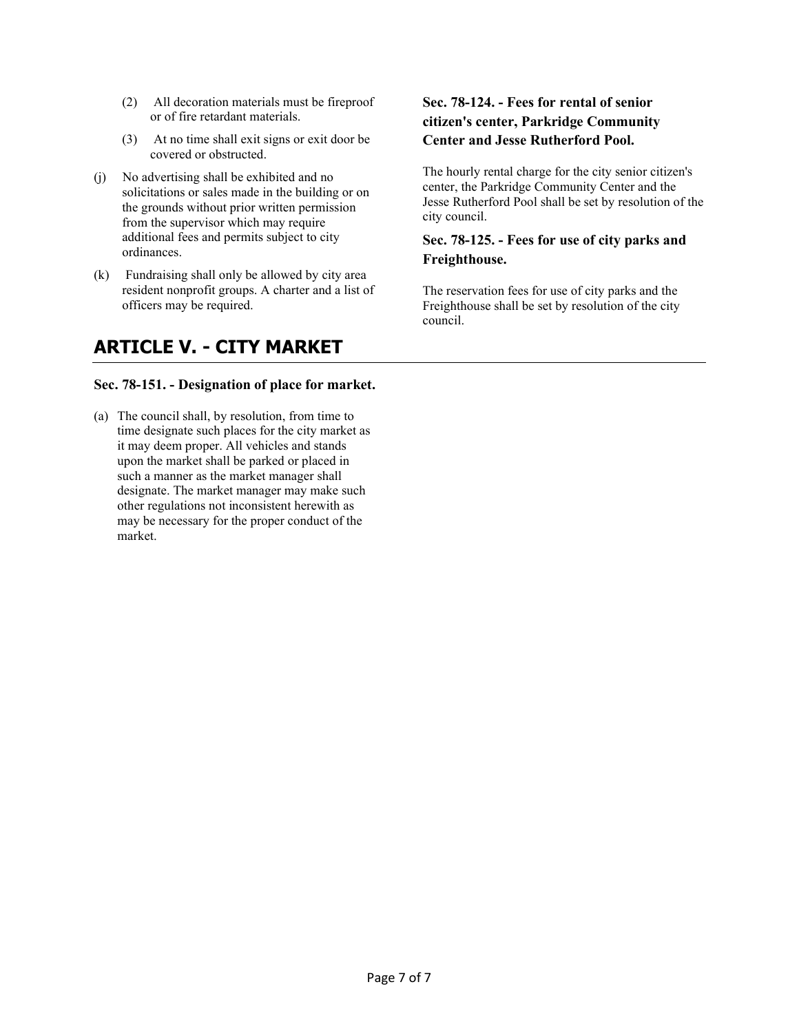(2) All decoration materials must be fireproof or of fire retardant materials.

(3) At no time shall exit signs or exit door be covered or obstructed.

(j) No advertising shall be exhibited and no solicitations or sales made in the building or on the grounds without prior written permission from the supervisor which may require additional fees and permits subject to city ordinances.

(k) Fundraising shall only be allowed by city area resident nonprofit groups. A charter and a list of officers may be required.

### Sec. 78-124. - Fees for rental of senior citizen's center, Parkridge Community Center and Jesse Rutherford Pool.

The hourly rental charge for the city senior citizen's center, the Parkridge Community Center and the Jesse Rutherford Pool shall be set by resolution of the city council.

### Sec. 78-125. - Fees for use of city parks and Freighthouse.

The reservation fees for use of city parks and the Freighthouse shall be set by resolution of the city council.

## ARTICLE V. - CITY MARKET

### Sec. 78-151. - Designation of place for market.

(a) The council shall, by resolution, from time to time designate such places for the city market as it may deem proper. All vehicles and stands upon the market shall be parked or placed in such a manner as the market manager shall designate. The market manager may make such other regulations not inconsistent herewith as may be necessary for the proper conduct of the market.